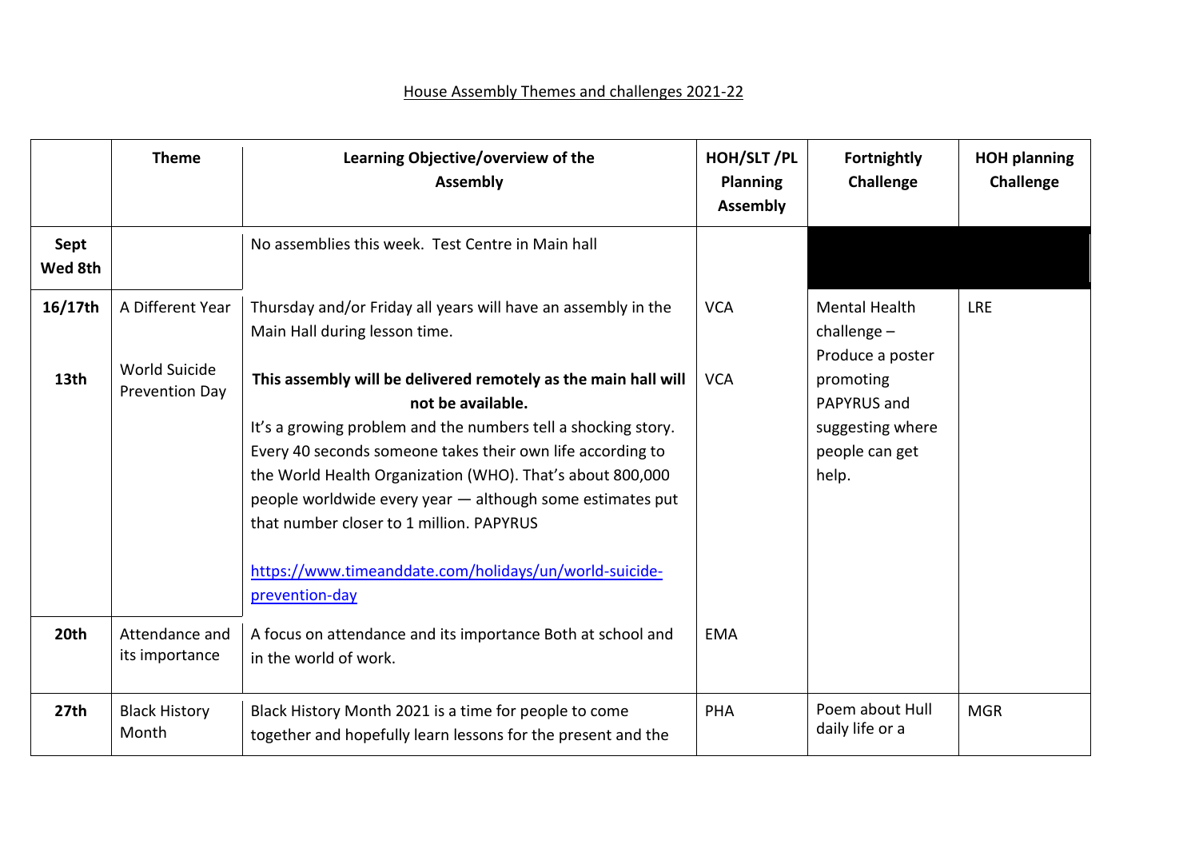<u>House Assembly Themes and challenges 2021-22</u>

| | Theme | Learning Objective/overview of the Assembly | HOH/SLT /PL Planning Assembly | Fortnightly Challenge | HOH planning Challenge |
|---|---|---|---|---|---|
| **Sept Wed 8th** | | No assemblies this week. Test Centre in Main hall | | | |
| **16/17th** | A Different Year | Thursday and/or Friday all years will have an assembly in the Main Hall during lesson time. | VCA | Mental Health challenge – Produce a poster promoting PAPYRUS and suggesting where people can get help. | LRE |
| **13th** | World Suicide Prevention Day | **This assembly will be delivered remotely as the main hall will not be available.** It's a growing problem and the numbers tell a shocking story. Every 40 seconds someone takes their own life according to the World Health Organization (WHO). That's about 800,000 people worldwide every year — although some estimates put that number closer to 1 million. PAPYRUS https://www.timeanddate.com/holidays/un/world-suicide-prevention-day | VCA | | |
| **20th** | Attendance and its importance | A focus on attendance and its importance Both at school and in the world of work. | EMA | | |
| **27th** | Black History Month | Black History Month 2021 is a time for people to come together and hopefully learn lessons for the present and the | PHA | Poem about Hull daily life or a | MGR |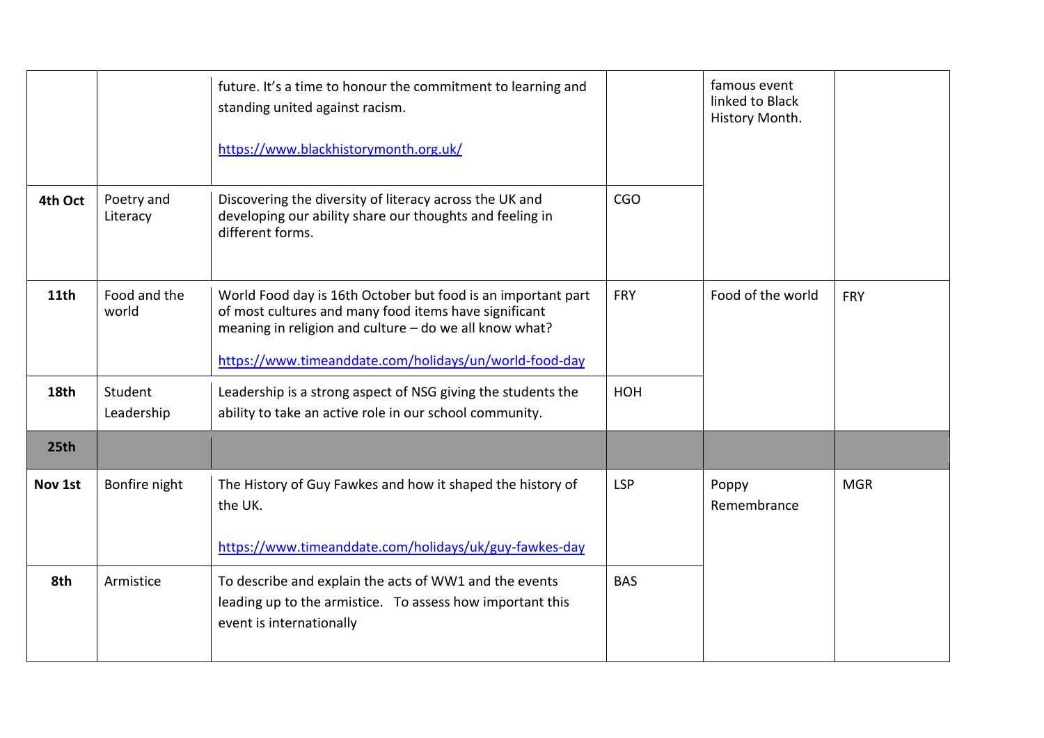| | | | | | |
|---|---|---|---|---|---|
| | | future. It's a time to honour the commitment to learning and standing united against racism.<br><br>https://www.blackhistorymonth.org.uk/ | | famous event linked to Black History Month. | |
| **4th Oct** | Poetry and Literacy | Discovering the diversity of literacy across the UK and developing our ability share our thoughts and feeling in different forms. | CGO | | |
| **11th** | Food and the world | World Food day is 16th October but food is an important part of most cultures and many food items have significant meaning in religion and culture – do we all know what?<br><br>https://www.timeanddate.com/holidays/un/world-food-day | FRY | Food of the world | FRY |
| **18th** | Student Leadership | Leadership is a strong aspect of NSG giving the students the ability to take an active role in our school community. | HOH | | |
| **25th** | | | | | |
| **Nov 1st** | Bonfire night | The History of Guy Fawkes and how it shaped the history of the UK.<br><br>https://www.timeanddate.com/holidays/uk/guy-fawkes-day | LSP | Poppy Remembrance | MGR |
| **8th** | Armistice | To describe and explain the acts of WW1 and the events leading up to the armistice. To assess how important this event is internationally | BAS | | |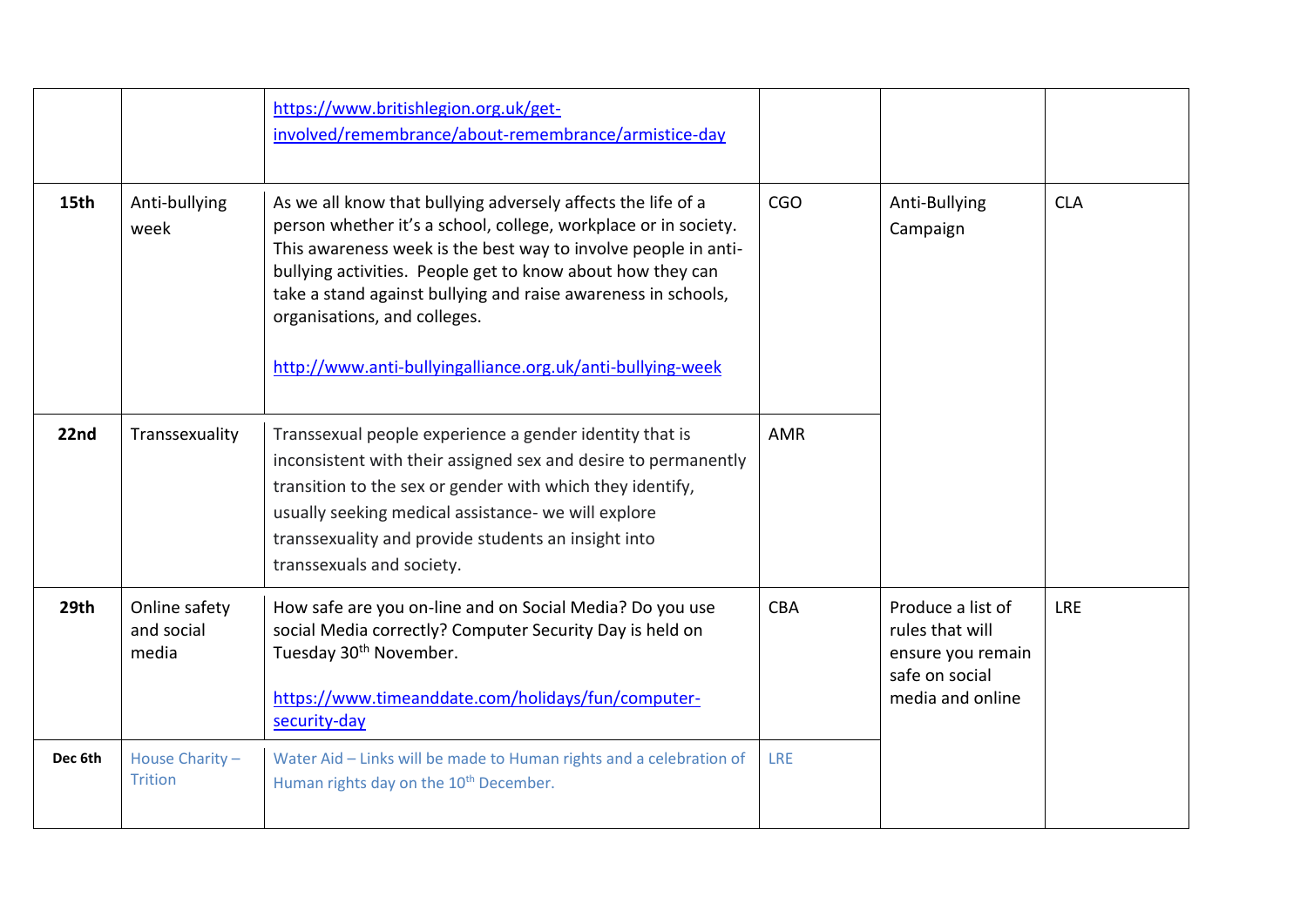| | | | | | |
|---|---|---|---|---|---|
| | | https://www.britishlegion.org.uk/get-involved/remembrance/about-remembrance/armistice-day | | | |
| **15th** | Anti-bullying week | As we all know that bullying adversely affects the life of a person whether it's a school, college, workplace or in society. This awareness week is the best way to involve people in anti-bullying activities. People get to know about how they can take a stand against bullying and raise awareness in schools, organisations, and colleges.<br><br>http://www.anti-bullyingalliance.org.uk/anti-bullying-week | CGO | Anti-Bullying Campaign | CLA |
| **22nd** | Transsexuality | Transsexual people experience a gender identity that is inconsistent with their assigned sex and desire to permanently transition to the sex or gender with which they identify, usually seeking medical assistance- we will explore transsexuality and provide students an insight into transsexuals and society. | AMR | | |
| **29th** | Online safety and social media | How safe are you on-line and on Social Media? Do you use social Media correctly? Computer Security Day is held on Tuesday 30th November.<br><br>https://www.timeanddate.com/holidays/fun/computer-security-day | CBA | Produce a list of rules that will ensure you remain safe on social media and online | LRE |
| **Dec 6th** | House Charity – Trition | Water Aid – Links will be made to Human rights and a celebration of Human rights day on the 10th December. | LRE | | |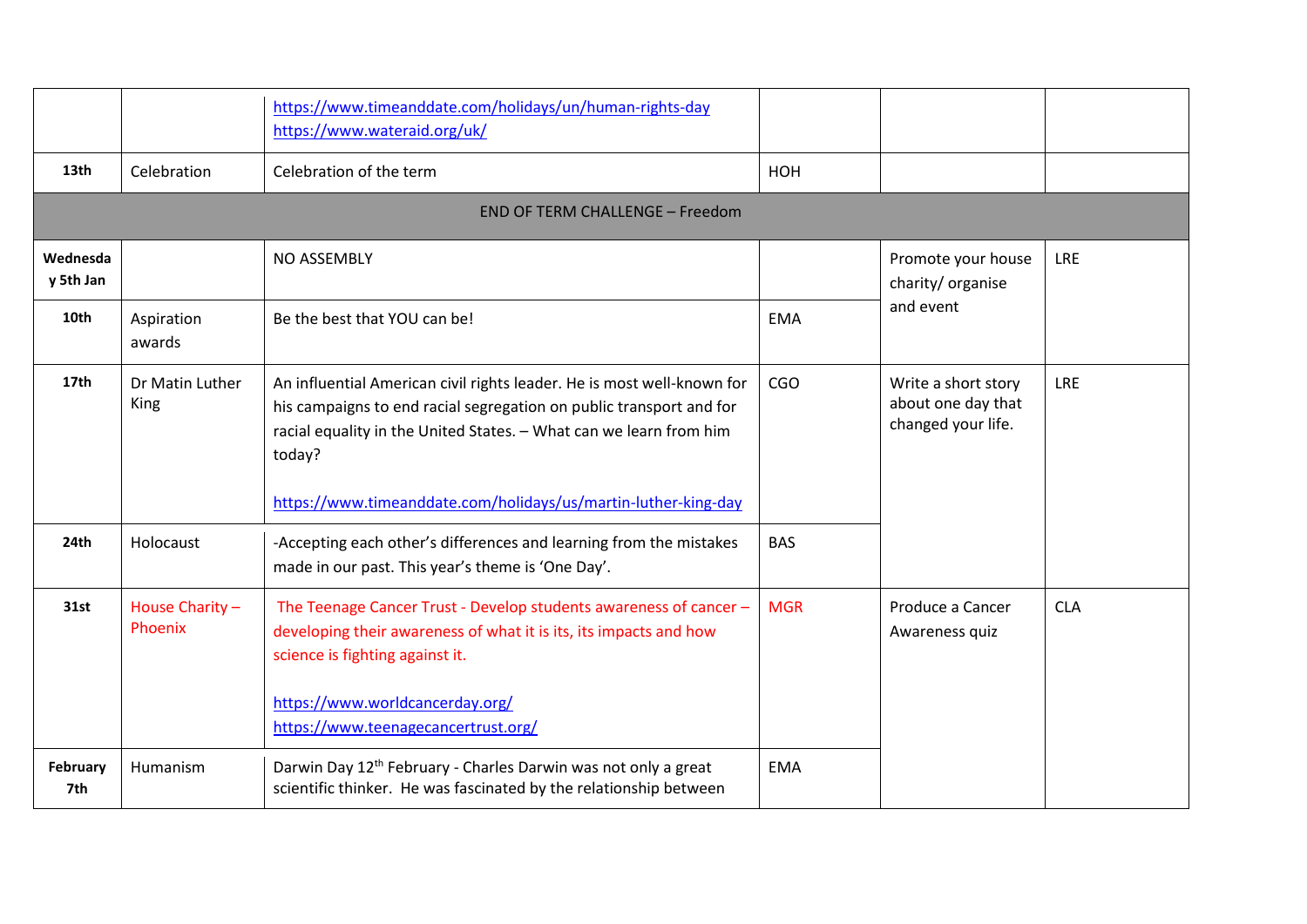| | | | | | |
|---|---|---|---|---|---|
| | | https://www.timeanddate.com/holidays/un/human-rights-day https://www.wateraid.org/uk/ | | | |
| 13th | Celebration | Celebration of the term | HOH | | |
| END OF TERM CHALLENGE – Freedom | | | | | |
| Wednesday 5th Jan | | NO ASSEMBLY | | Promote your house charity/ organise and event | LRE |
| 10th | Aspiration awards | Be the best that YOU can be! | EMA | | |
| 17th | Dr Matin Luther King | An influential American civil rights leader. He is most well-known for his campaigns to end racial segregation on public transport and for racial equality in the United States. – What can we learn from him today?<br><br>https://www.timeanddate.com/holidays/us/martin-luther-king-day | CGO | Write a short story about one day that changed your life. | LRE |
| 24th | Holocaust | -Accepting each other's differences and learning from the mistakes made in our past. This year's theme is 'One Day'. | BAS | | |
| 31st | House Charity – Phoenix | The Teenage Cancer Trust - Develop students awareness of cancer – developing their awareness of what it is its, its impacts and how science is fighting against it.<br><br>https://www.worldcancerday.org/<br>https://www.teenagecancertrust.org/ | MGR | Produce a Cancer Awareness quiz | CLA |
| February 7th | Humanism | Darwin Day 12th February - Charles Darwin was not only a great scientific thinker. He was fascinated by the relationship between | EMA | | |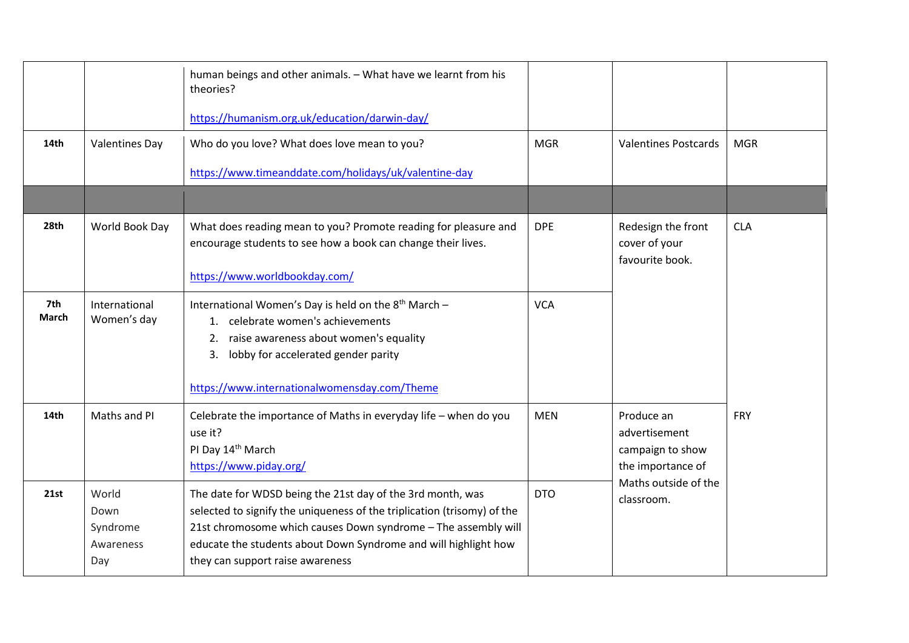| | | | | | |
|---|---|---|---|---|---|
| | | human beings and other animals. – What have we learnt from his theories?<br><br>https://humanism.org.uk/education/darwin-day/ | | | |
| **14th** | Valentines Day | Who do you love? What does love mean to you?<br><br>https://www.timeanddate.com/holidays/uk/valentine-day | MGR | Valentines Postcards | MGR |
| | | | | | |
| **28th** | World Book Day | What does reading mean to you? Promote reading for pleasure and encourage students to see how a book can change their lives.<br><br>https://www.worldbookday.com/ | DPE | Redesign the front cover of your favourite book. | CLA |
| **7th March** | International Women's day | International Women's Day is held on the 8th March –<br>1. celebrate women's achievements<br>2. raise awareness about women's equality<br>3. lobby for accelerated gender parity<br><br>https://www.internationalwomensday.com/Theme | VCA | | |
| **14th** | Maths and PI | Celebrate the importance of Maths in everyday life – when do you use it?<br>PI Day 14th March<br>https://www.piday.org/ | MEN | Produce an advertisement campaign to show the importance of Maths outside of the classroom. | FRY |
| **21st** | World Down Syndrome Awareness Day | The date for WDSD being the 21st day of the 3rd month, was selected to signify the uniqueness of the triplication (trisomy) of the 21st chromosome which causes Down syndrome – The assembly will educate the students about Down Syndrome and will highlight how they can support raise awareness | DTO | | |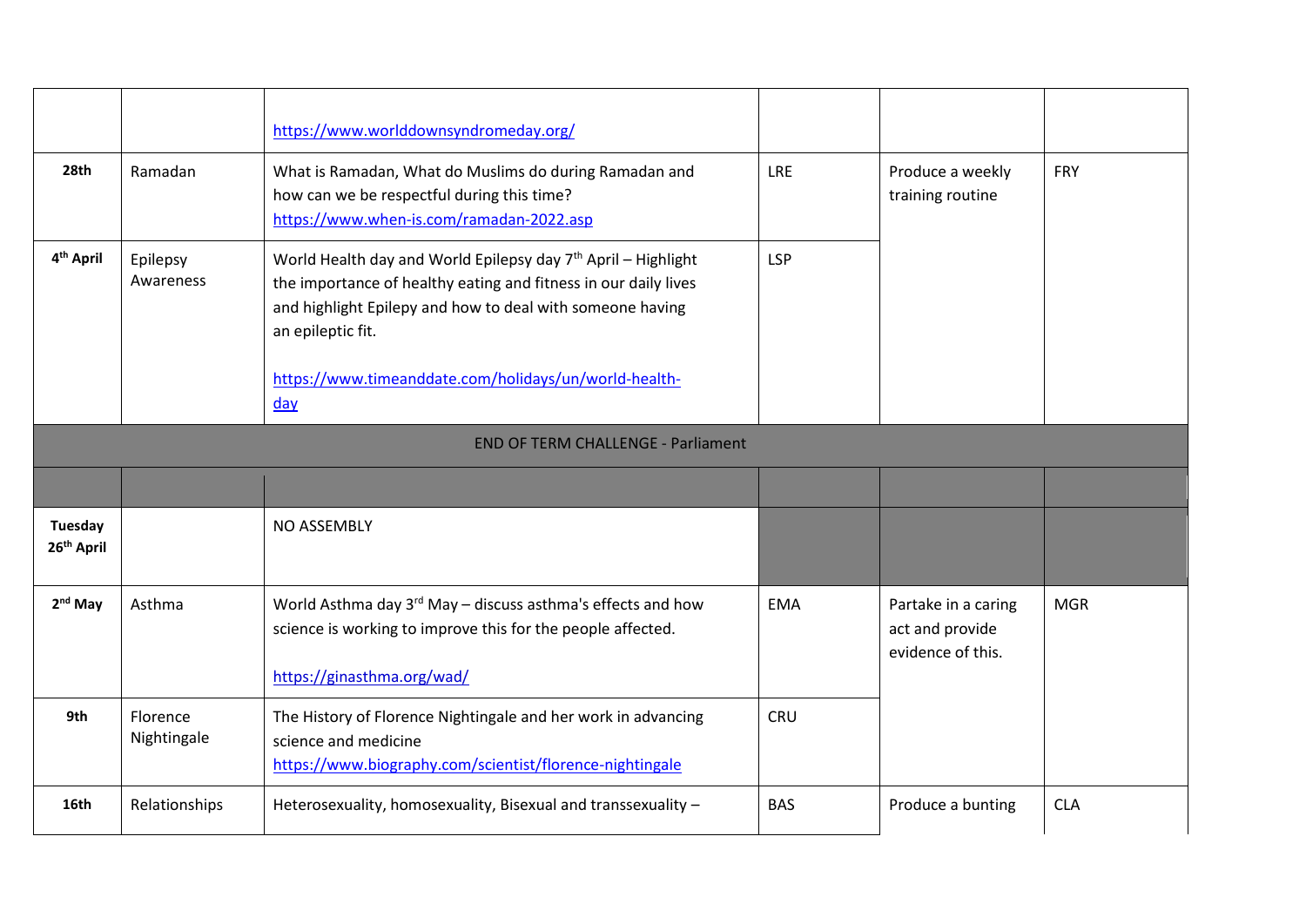| | | | | | |
|---|---|---|---|---|---|
| | | https://www.worlddownsyndromeday.org/ | | | |
| **28th** | Ramadan | What is Ramadan, What do Muslims do during Ramadan and how can we be respectful during this time? https://www.when-is.com/ramadan-2022.asp | LRE | Produce a weekly training routine | FRY |
| **4th April** | Epilepsy Awareness | World Health day and World Epilepsy day 7th April – Highlight the importance of healthy eating and fitness in our daily lives and highlight Epilepsy and how to deal with someone having an epileptic fit.<br><br>https://www.timeanddate.com/holidays/un/world-health-day | LSP | | |
| END OF TERM CHALLENGE - Parliament | | | | | |
| | | | | | |
| **Tuesday 26th April** | | NO ASSEMBLY | | | |
| **2nd May** | Asthma | World Asthma day 3rd May – discuss asthma's effects and how science is working to improve this for the people affected.<br><br>https://ginasthma.org/wad/ | EMA | Partake in a caring act and provide evidence of this. | MGR |
| **9th** | Florence Nightingale | The History of Florence Nightingale and her work in advancing science and medicine https://www.biography.com/scientist/florence-nightingale | CRU | | |
| **16th** | Relationships | Heterosexuality, homosexuality, Bisexual and transsexuality – | BAS | Produce a bunting | CLA |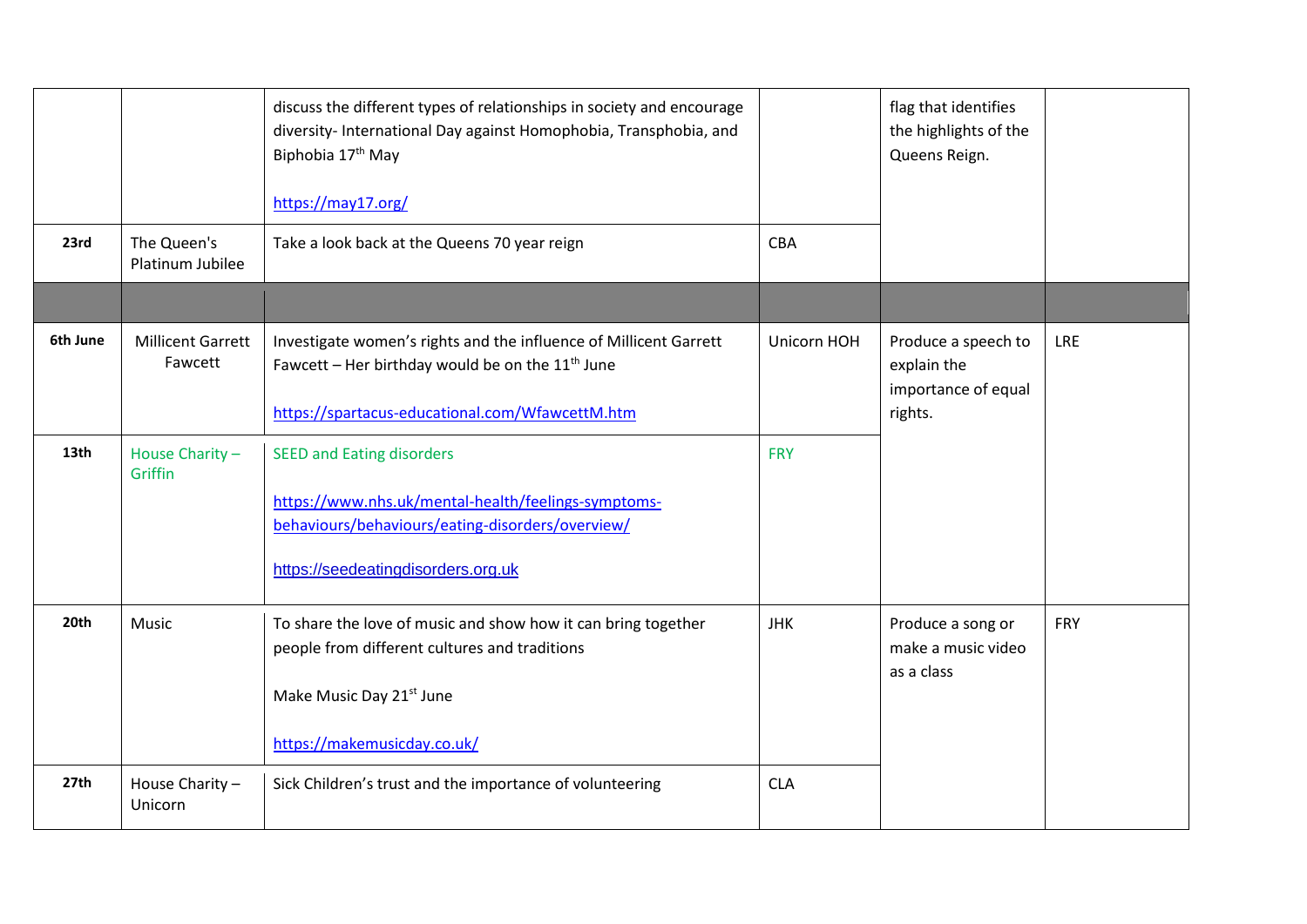| | | | | | |
|---|---|---|---|---|---|
| | | discuss the different types of relationships in society and encourage diversity- International Day against Homophobia, Transphobia, and Biphobia 17th May<br><br>https://may17.org/ | | flag that identifies the highlights of the Queens Reign. | |
| **23rd** | The Queen's Platinum Jubilee | Take a look back at the Queens 70 year reign | CBA | | |
| | | | | | |
| **6th June** | Millicent Garrett Fawcett | Investigate women's rights and the influence of Millicent Garrett Fawcett – Her birthday would be on the 11th June<br><br>https://spartacus-educational.com/WfawcettM.htm | Unicorn HOH | Produce a speech to explain the importance of equal rights. | LRE |
| **13th** | House Charity – Griffin | SEED and Eating disorders<br><br>https://www.nhs.uk/mental-health/feelings-symptoms-behaviours/behaviours/eating-disorders/overview/<br><br>https://seedeatingdisorders.org.uk | FRY | | |
| **20th** | Music | To share the love of music and show how it can bring together people from different cultures and traditions<br><br>Make Music Day 21st June<br><br>https://makemusicday.co.uk/ | JHK | Produce a song or make a music video as a class | FRY |
| **27th** | House Charity – Unicorn | Sick Children's trust and the importance of volunteering | CLA | | |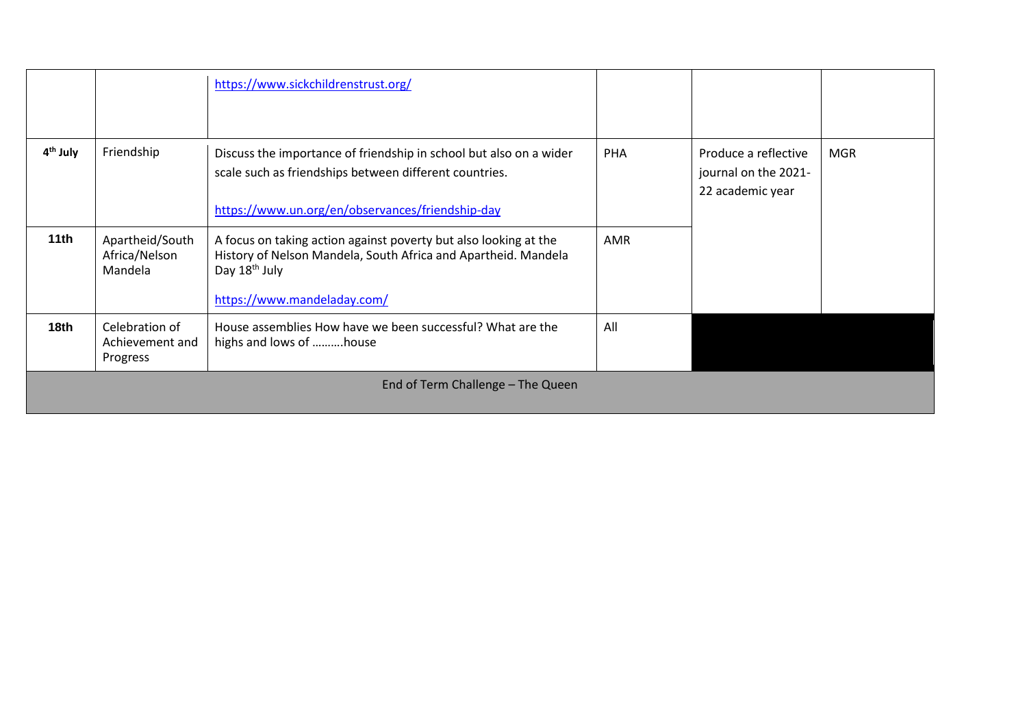| | | | | | |
|---|---|---|---|---|---|
| | | https://www.sickchildrenstrust.org/ | | | |
| 4th July | Friendship | Discuss the importance of friendship in school but also on a wider scale such as friendships between different countries.<br><br>https://www.un.org/en/observances/friendship-day | PHA | Produce a reflective journal on the 2021-22 academic year | MGR |
| 11th | Apartheid/South Africa/Nelson Mandela | A focus on taking action against poverty but also looking at the History of Nelson Mandela, South Africa and Apartheid. Mandela Day 18th July<br><br>https://www.mandeladay.com/ | AMR | | |
| 18th | Celebration of Achievement and Progress | House assemblies How have we been successful? What are the highs and lows of ……….house | All | | |
| End of Term Challenge – The Queen | | | | | |